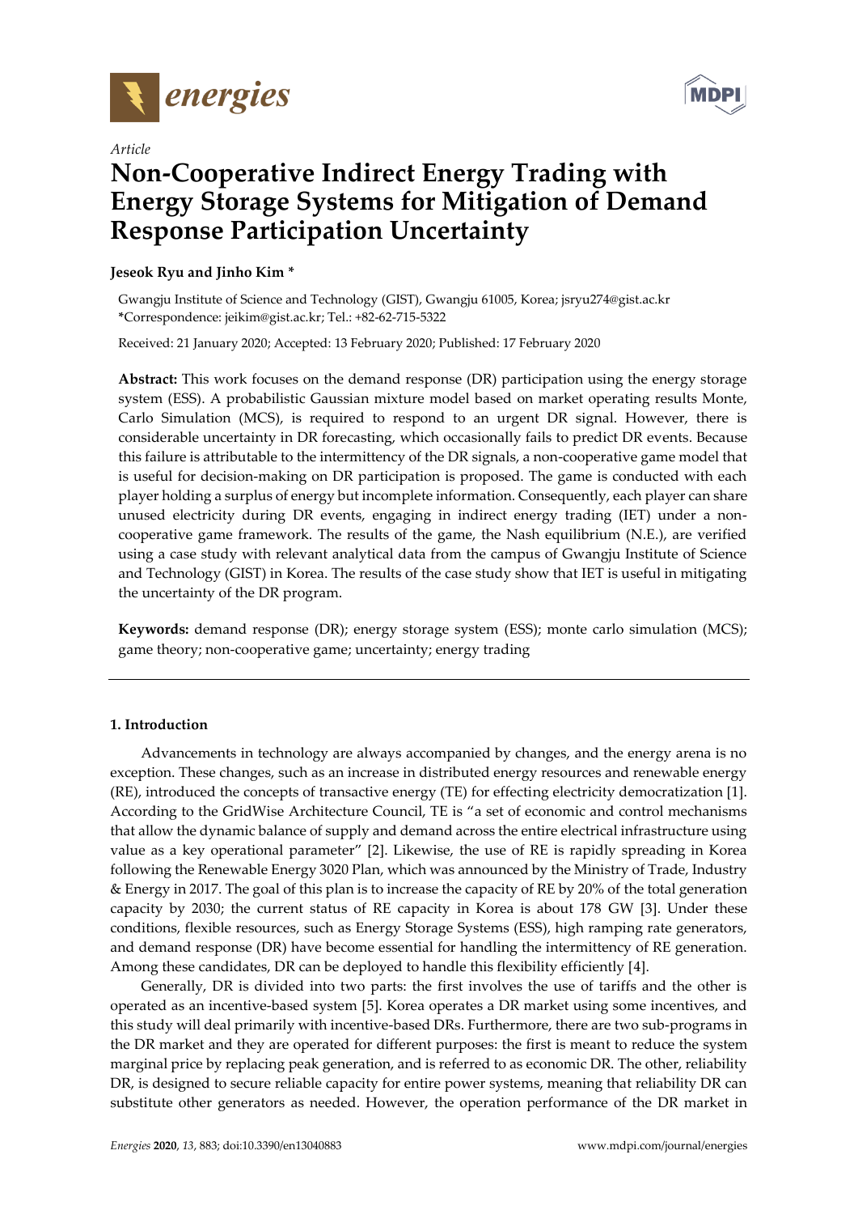Article

# Non-Cooperative Indirect Energy Trading with Energy Storage Systems for Mitigation of Demand Response Participation Uncertainty

**Jeseok Ryu and Jinho Kim ***

Gwangju Institute of Science and Technology (GIST), Gwangju 61005, Korea; jsryu274@gist.ac.kr
*Correspondence: jeikim@gist.ac.kr; Tel.: +82-62-715-5322

Received: 21 January 2020; Accepted: 13 February 2020; Published: 17 February 2020

**Abstract:** This work focuses on the demand response (DR) participation using the energy storage system (ESS). A probabilistic Gaussian mixture model based on market operating results Monte, Carlo Simulation (MCS), is required to respond to an urgent DR signal. However, there is considerable uncertainty in DR forecasting, which occasionally fails to predict DR events. Because this failure is attributable to the intermittency of the DR signals, a non-cooperative game model that is useful for decision-making on DR participation is proposed. The game is conducted with each player holding a surplus of energy but incomplete information. Consequently, each player can share unused electricity during DR events, engaging in indirect energy trading (IET) under a non-cooperative game framework. The results of the game, the Nash equilibrium (N.E.), are verified using a case study with relevant analytical data from the campus of Gwangju Institute of Science and Technology (GIST) in Korea. The results of the case study show that IET is useful in mitigating the uncertainty of the DR program.

**Keywords:** demand response (DR); energy storage system (ESS); monte carlo simulation (MCS); game theory; non-cooperative game; uncertainty; energy trading

## 1. Introduction

Advancements in technology are always accompanied by changes, and the energy arena is no exception. These changes, such as an increase in distributed energy resources and renewable energy (RE), introduced the concepts of transactive energy (TE) for effecting electricity democratization [1]. According to the GridWise Architecture Council, TE is "a set of economic and control mechanisms that allow the dynamic balance of supply and demand across the entire electrical infrastructure using value as a key operational parameter" [2]. Likewise, the use of RE is rapidly spreading in Korea following the Renewable Energy 3020 Plan, which was announced by the Ministry of Trade, Industry & Energy in 2017. The goal of this plan is to increase the capacity of RE by 20% of the total generation capacity by 2030; the current status of RE capacity in Korea is about 178 GW [3]. Under these conditions, flexible resources, such as Energy Storage Systems (ESS), high ramping rate generators, and demand response (DR) have become essential for handling the intermittency of RE generation. Among these candidates, DR can be deployed to handle this flexibility efficiently [4].

Generally, DR is divided into two parts: the first involves the use of tariffs and the other is operated as an incentive-based system [5]. Korea operates a DR market using some incentives, and this study will deal primarily with incentive-based DRs. Furthermore, there are two sub-programs in the DR market and they are operated for different purposes: the first is meant to reduce the system marginal price by replacing peak generation, and is referred to as economic DR. The other, reliability DR, is designed to secure reliable capacity for entire power systems, meaning that reliability DR can substitute other generators as needed. However, the operation performance of the DR market in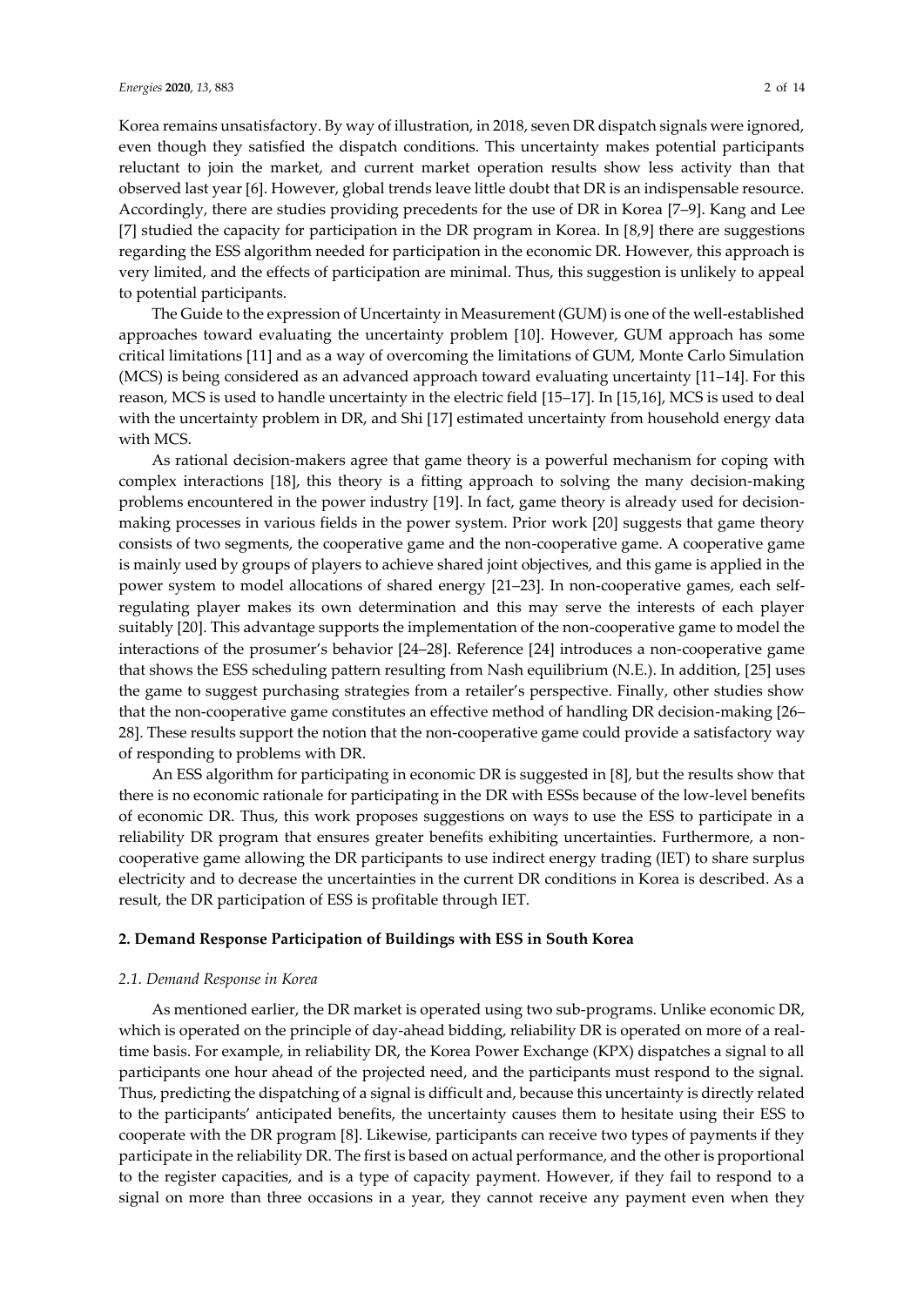Korea remains unsatisfactory. By way of illustration, in 2018, seven DR dispatch signals were ignored, even though they satisfied the dispatch conditions. This uncertainty makes potential participants reluctant to join the market, and current market operation results show less activity than that observed last year [6]. However, global trends leave little doubt that DR is an indispensable resource. Accordingly, there are studies providing precedents for the use of DR in Korea [7–9]. Kang and Lee [7] studied the capacity for participation in the DR program in Korea. In [8,9] there are suggestions regarding the ESS algorithm needed for participation in the economic DR. However, this approach is very limited, and the effects of participation are minimal. Thus, this suggestion is unlikely to appeal to potential participants.

The Guide to the expression of Uncertainty in Measurement (GUM) is one of the well-established approaches toward evaluating the uncertainty problem [10]. However, GUM approach has some critical limitations [11] and as a way of overcoming the limitations of GUM, Monte Carlo Simulation (MCS) is being considered as an advanced approach toward evaluating uncertainty [11–14]. For this reason, MCS is used to handle uncertainty in the electric field [15–17]. In [15,16], MCS is used to deal with the uncertainty problem in DR, and Shi [17] estimated uncertainty from household energy data with MCS.

As rational decision-makers agree that game theory is a powerful mechanism for coping with complex interactions [18], this theory is a fitting approach to solving the many decision-making problems encountered in the power industry [19]. In fact, game theory is already used for decision-making processes in various fields in the power system. Prior work [20] suggests that game theory consists of two segments, the cooperative game and the non-cooperative game. A cooperative game is mainly used by groups of players to achieve shared joint objectives, and this game is applied in the power system to model allocations of shared energy [21–23]. In non-cooperative games, each self-regulating player makes its own determination and this may serve the interests of each player suitably [20]. This advantage supports the implementation of the non-cooperative game to model the interactions of the prosumer's behavior [24–28]. Reference [24] introduces a non-cooperative game that shows the ESS scheduling pattern resulting from Nash equilibrium (N.E.). In addition, [25] uses the game to suggest purchasing strategies from a retailer's perspective. Finally, other studies show that the non-cooperative game constitutes an effective method of handling DR decision-making [26–28]. These results support the notion that the non-cooperative game could provide a satisfactory way of responding to problems with DR.

An ESS algorithm for participating in economic DR is suggested in [8], but the results show that there is no economic rationale for participating in the DR with ESSs because of the low-level benefits of economic DR. Thus, this work proposes suggestions on ways to use the ESS to participate in a reliability DR program that ensures greater benefits exhibiting uncertainties. Furthermore, a non-cooperative game allowing the DR participants to use indirect energy trading (IET) to share surplus electricity and to decrease the uncertainties in the current DR conditions in Korea is described. As a result, the DR participation of ESS is profitable through IET.

## 2. Demand Response Participation of Buildings with ESS in South Korea

### *2.1. Demand Response in Korea*

As mentioned earlier, the DR market is operated using two sub-programs. Unlike economic DR, which is operated on the principle of day-ahead bidding, reliability DR is operated on more of a real-time basis. For example, in reliability DR, the Korea Power Exchange (KPX) dispatches a signal to all participants one hour ahead of the projected need, and the participants must respond to the signal. Thus, predicting the dispatching of a signal is difficult and, because this uncertainty is directly related to the participants' anticipated benefits, the uncertainty causes them to hesitate using their ESS to cooperate with the DR program [8]. Likewise, participants can receive two types of payments if they participate in the reliability DR. The first is based on actual performance, and the other is proportional to the register capacities, and is a type of capacity payment. However, if they fail to respond to a signal on more than three occasions in a year, they cannot receive any payment even when they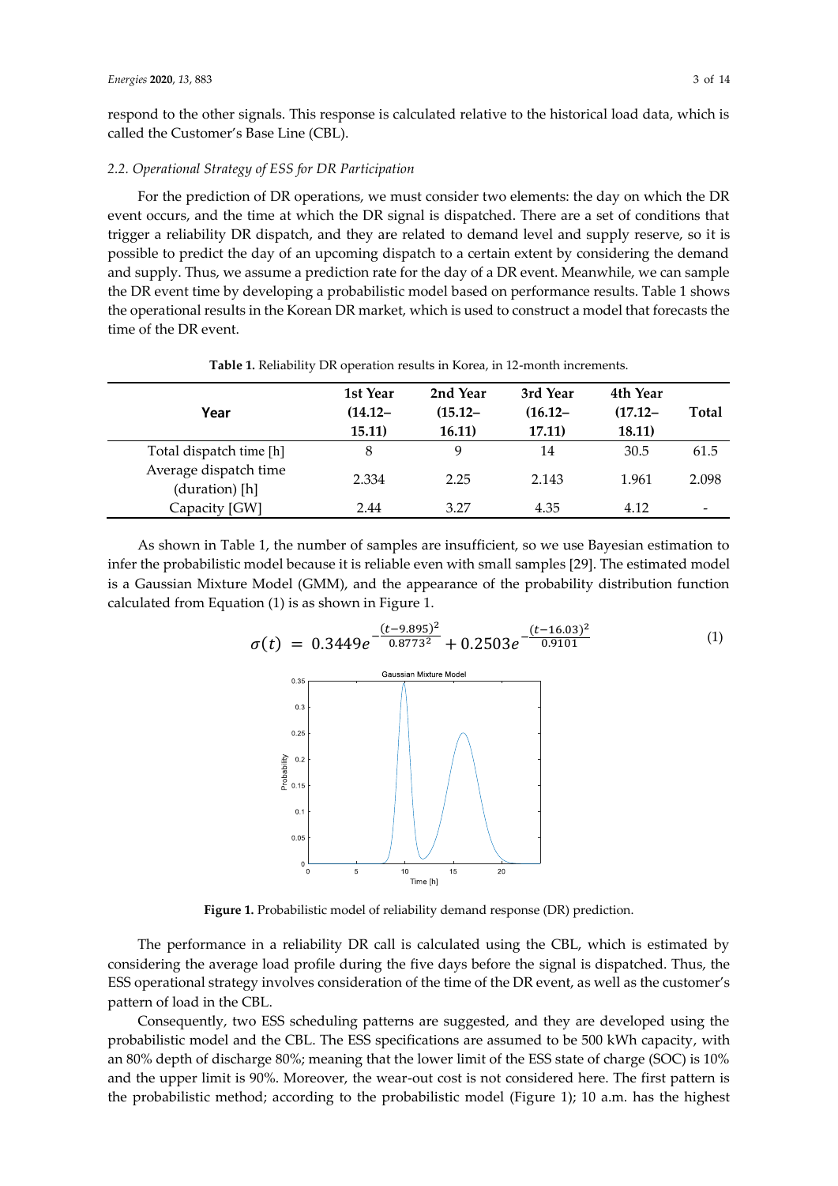respond to the other signals. This response is calculated relative to the historical load data, which is called the Customer's Base Line (CBL).

### *2.2. Operational Strategy of ESS for DR Participation*

For the prediction of DR operations, we must consider two elements: the day on which the DR event occurs, and the time at which the DR signal is dispatched. There are a set of conditions that trigger a reliability DR dispatch, and they are related to demand level and supply reserve, so it is possible to predict the day of an upcoming dispatch to a certain extent by considering the demand and supply. Thus, we assume a prediction rate for the day of a DR event. Meanwhile, we can sample the DR event time by developing a probabilistic model based on performance results. Table 1 shows the operational results in the Korean DR market, which is used to construct a model that forecasts the time of the DR event.

**Table 1.** Reliability DR operation results in Korea, in 12-month increments.

| Year | 1st Year (14.12–15.11) | 2nd Year (15.12–16.11) | 3rd Year (16.12–17.11) | 4th Year (17.12–18.11) | Total |
|---|---|---|---|---|---|
| Total dispatch time [h] | 8 | 9 | 14 | 30.5 | 61.5 |
| Average dispatch time (duration) [h] | 2.334 | 2.25 | 2.143 | 1.961 | 2.098 |
| Capacity [GW] | 2.44 | 3.27 | 4.35 | 4.12 | - |

As shown in Table 1, the number of samples are insufficient, so we use Bayesian estimation to infer the probabilistic model because it is reliable even with small samples [29]. The estimated model is a Gaussian Mixture Model (GMM), and the appearance of the probability distribution function calculated from Equation (1) is as shown in Figure 1.

$$\sigma(t) = 0.3449e^{-\frac{(t-9.895)^2}{0.8773^2}} + 0.2503e^{-\frac{(t-16.03)^2}{0.9101}} \tag{1}$$

**Figure 1.** Probabilistic model of reliability demand response (DR) prediction.

The performance in a reliability DR call is calculated using the CBL, which is estimated by considering the average load profile during the five days before the signal is dispatched. Thus, the ESS operational strategy involves consideration of the time of the DR event, as well as the customer's pattern of load in the CBL.

Consequently, two ESS scheduling patterns are suggested, and they are developed using the probabilistic model and the CBL. The ESS specifications are assumed to be 500 kWh capacity, with an 80% depth of discharge 80%; meaning that the lower limit of the ESS state of charge (SOC) is 10% and the upper limit is 90%. Moreover, the wear-out cost is not considered here. The first pattern is the probabilistic method; according to the probabilistic model (Figure 1); 10 a.m. has the highest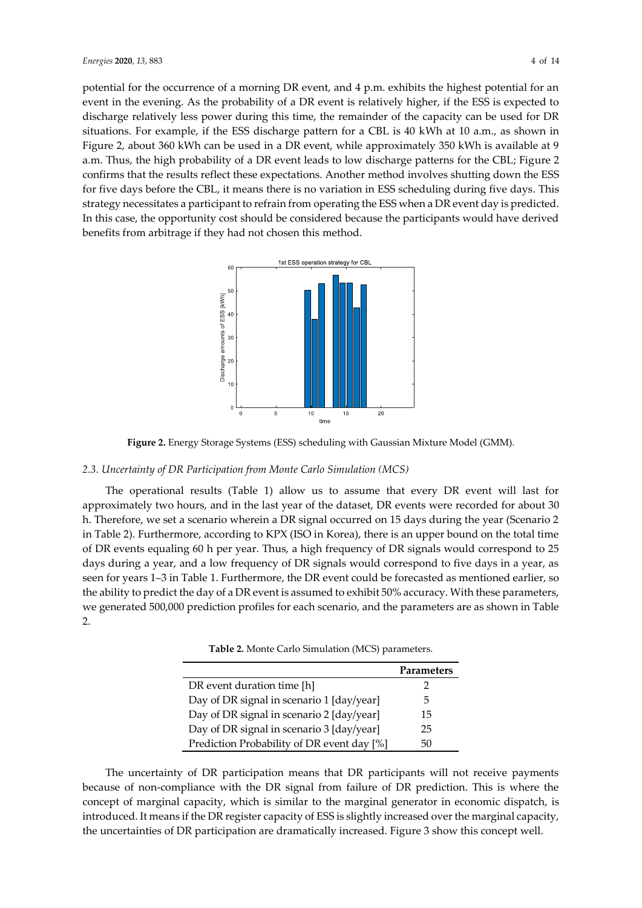potential for the occurrence of a morning DR event, and 4 p.m. exhibits the highest potential for an event in the evening. As the probability of a DR event is relatively higher, if the ESS is expected to discharge relatively less power during this time, the remainder of the capacity can be used for DR situations. For example, if the ESS discharge pattern for a CBL is 40 kWh at 10 a.m., as shown in Figure 2, about 360 kWh can be used in a DR event, while approximately 350 kWh is available at 9 a.m. Thus, the high probability of a DR event leads to low discharge patterns for the CBL; Figure 2 confirms that the results reflect these expectations. Another method involves shutting down the ESS for five days before the CBL, it means there is no variation in ESS scheduling during five days. This strategy necessitates a participant to refrain from operating the ESS when a DR event day is predicted. In this case, the opportunity cost should be considered because the participants would have derived benefits from arbitrage if they had not chosen this method.

**Figure 2.** Energy Storage Systems (ESS) scheduling with Gaussian Mixture Model (GMM).

### *2.3. Uncertainty of DR Participation from Monte Carlo Simulation (MCS)*

The operational results (Table 1) allow us to assume that every DR event will last for approximately two hours, and in the last year of the dataset, DR events were recorded for about 30 h. Therefore, we set a scenario wherein a DR signal occurred on 15 days during the year (Scenario 2 in Table 2). Furthermore, according to KPX (ISO in Korea), there is an upper bound on the total time of DR events equaling 60 h per year. Thus, a high frequency of DR signals would correspond to 25 days during a year, and a low frequency of DR signals would correspond to five days in a year, as seen for years 1–3 in Table 1. Furthermore, the DR event could be forecasted as mentioned earlier, so the ability to predict the day of a DR event is assumed to exhibit 50% accuracy. With these parameters, we generated 500,000 prediction profiles for each scenario, and the parameters are as shown in Table 2.

**Table 2.** Monte Carlo Simulation (MCS) parameters.

| | Parameters |
|---|---|
| DR event duration time [h] | 2 |
| Day of DR signal in scenario 1 [day/year] | 5 |
| Day of DR signal in scenario 2 [day/year] | 15 |
| Day of DR signal in scenario 3 [day/year] | 25 |
| Prediction Probability of DR event day [%] | 50 |

The uncertainty of DR participation means that DR participants will not receive payments because of non-compliance with the DR signal from failure of DR prediction. This is where the concept of marginal capacity, which is similar to the marginal generator in economic dispatch, is introduced. It means if the DR register capacity of ESS is slightly increased over the marginal capacity, the uncertainties of DR participation are dramatically increased. Figure 3 show this concept well.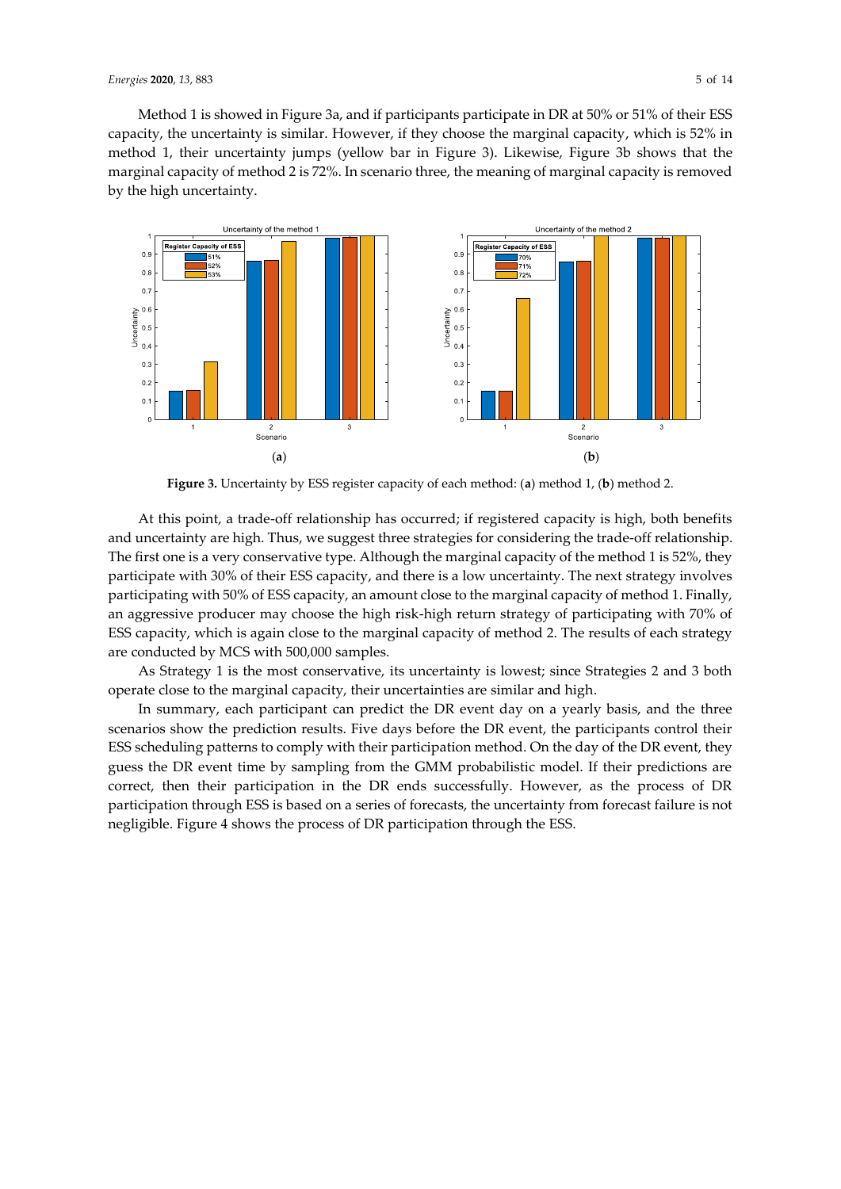Method 1 is showed in Figure 3a, and if participants participate in DR at 50% or 51% of their ESS capacity, the uncertainty is similar. However, if they choose the marginal capacity, which is 52% in method 1, their uncertainty jumps (yellow bar in Figure 3). Likewise, Figure 3b shows that the marginal capacity of method 2 is 72%. In scenario three, the meaning of marginal capacity is removed by the high uncertainty.

**Figure 3.** Uncertainty by ESS register capacity of each method: (**a**) method 1, (**b**) method 2.

At this point, a trade-off relationship has occurred; if registered capacity is high, both benefits and uncertainty are high. Thus, we suggest three strategies for considering the trade-off relationship. The first one is a very conservative type. Although the marginal capacity of the method 1 is 52%, they participate with 30% of their ESS capacity, and there is a low uncertainty. The next strategy involves participating with 50% of ESS capacity, an amount close to the marginal capacity of method 1. Finally, an aggressive producer may choose the high risk-high return strategy of participating with 70% of ESS capacity, which is again close to the marginal capacity of method 2. The results of each strategy are conducted by MCS with 500,000 samples.

As Strategy 1 is the most conservative, its uncertainty is lowest; since Strategies 2 and 3 both operate close to the marginal capacity, their uncertainties are similar and high.

In summary, each participant can predict the DR event day on a yearly basis, and the three scenarios show the prediction results. Five days before the DR event, the participants control their ESS scheduling patterns to comply with their participation method. On the day of the DR event, they guess the DR event time by sampling from the GMM probabilistic model. If their predictions are correct, then their participation in the DR ends successfully. However, as the process of DR participation through ESS is based on a series of forecasts, the uncertainty from forecast failure is not negligible. Figure 4 shows the process of DR participation through the ESS.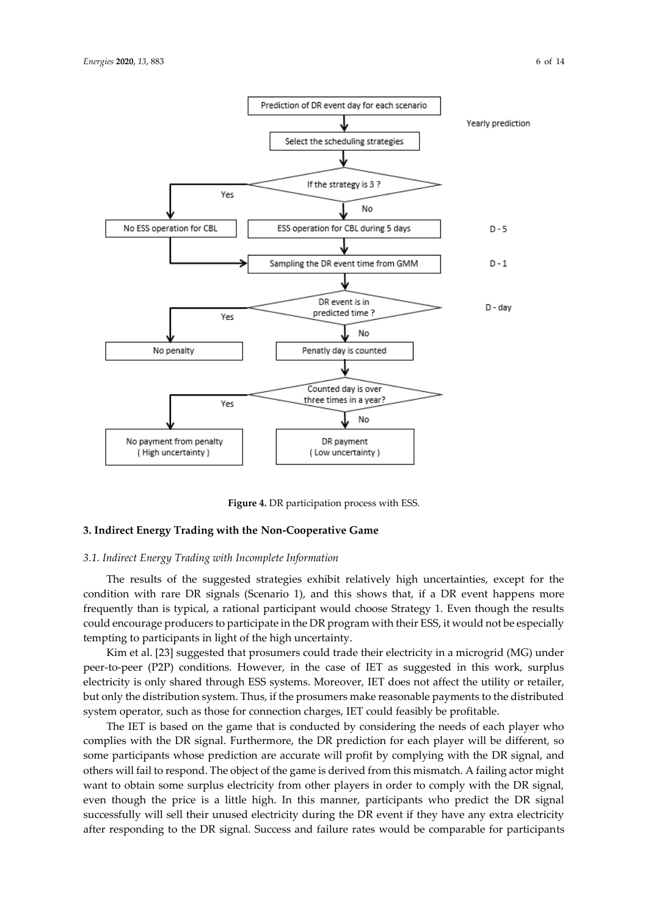Figure 4. DR participation process with ESS.

## 3. Indirect Energy Trading with the Non-Cooperative Game

### 3.1. Indirect Energy Trading with Incomplete Information

The results of the suggested strategies exhibit relatively high uncertainties, except for the condition with rare DR signals (Scenario 1), and this shows that, if a DR event happens more frequently than is typical, a rational participant would choose Strategy 1. Even though the results could encourage producers to participate in the DR program with their ESS, it would not be especially tempting to participants in light of the high uncertainty.

Kim et al. [23] suggested that prosumers could trade their electricity in a microgrid (MG) under peer-to-peer (P2P) conditions. However, in the case of IET as suggested in this work, surplus electricity is only shared through ESS systems. Moreover, IET does not affect the utility or retailer, but only the distribution system. Thus, if the prosumers make reasonable payments to the distributed system operator, such as those for connection charges, IET could feasibly be profitable.

The IET is based on the game that is conducted by considering the needs of each player who complies with the DR signal. Furthermore, the DR prediction for each player will be different, so some participants whose prediction are accurate will profit by complying with the DR signal, and others will fail to respond. The object of the game is derived from this mismatch. A failing actor might want to obtain some surplus electricity from other players in order to comply with the DR signal, even though the price is a little high. In this manner, participants who predict the DR signal successfully will sell their unused electricity during the DR event if they have any extra electricity after responding to the DR signal. Success and failure rates would be comparable for participants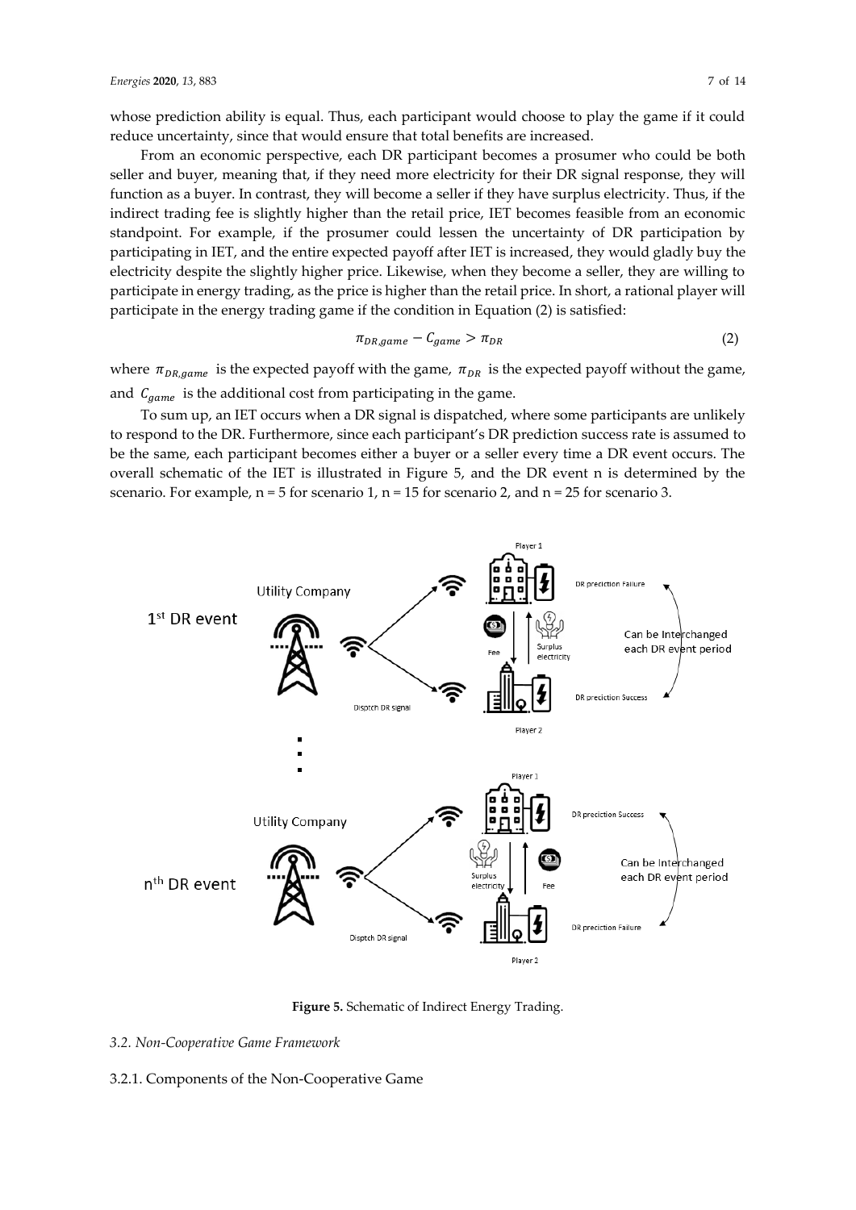whose prediction ability is equal. Thus, each participant would choose to play the game if it could reduce uncertainty, since that would ensure that total benefits are increased.

From an economic perspective, each DR participant becomes a prosumer who could be both seller and buyer, meaning that, if they need more electricity for their DR signal response, they will function as a buyer. In contrast, they will become a seller if they have surplus electricity. Thus, if the indirect trading fee is slightly higher than the retail price, IET becomes feasible from an economic standpoint. For example, if the prosumer could lessen the uncertainty of DR participation by participating in IET, and the entire expected payoff after IET is increased, they would gladly buy the electricity despite the slightly higher price. Likewise, when they become a seller, they are willing to participate in energy trading, as the price is higher than the retail price. In short, a rational player will participate in the energy trading game if the condition in Equation (2) is satisfied:

$$\pi_{DR,game} - C_{game} > \pi_{DR} \tag{2}$$

where $\pi_{DR,game}$ is the expected payoff with the game, $\pi_{DR}$ is the expected payoff without the game, and $C_{game}$ is the additional cost from participating in the game.

To sum up, an IET occurs when a DR signal is dispatched, where some participants are unlikely to respond to the DR. Furthermore, since each participant's DR prediction success rate is assumed to be the same, each participant becomes either a buyer or a seller every time a DR event occurs. The overall schematic of the IET is illustrated in Figure 5, and the DR event n is determined by the scenario. For example, n = 5 for scenario 1, n = 15 for scenario 2, and n = 25 for scenario 3.

**Figure 5.** Schematic of Indirect Energy Trading.

### *3.2. Non-Cooperative Game Framework*

#### 3.2.1. Components of the Non-Cooperative Game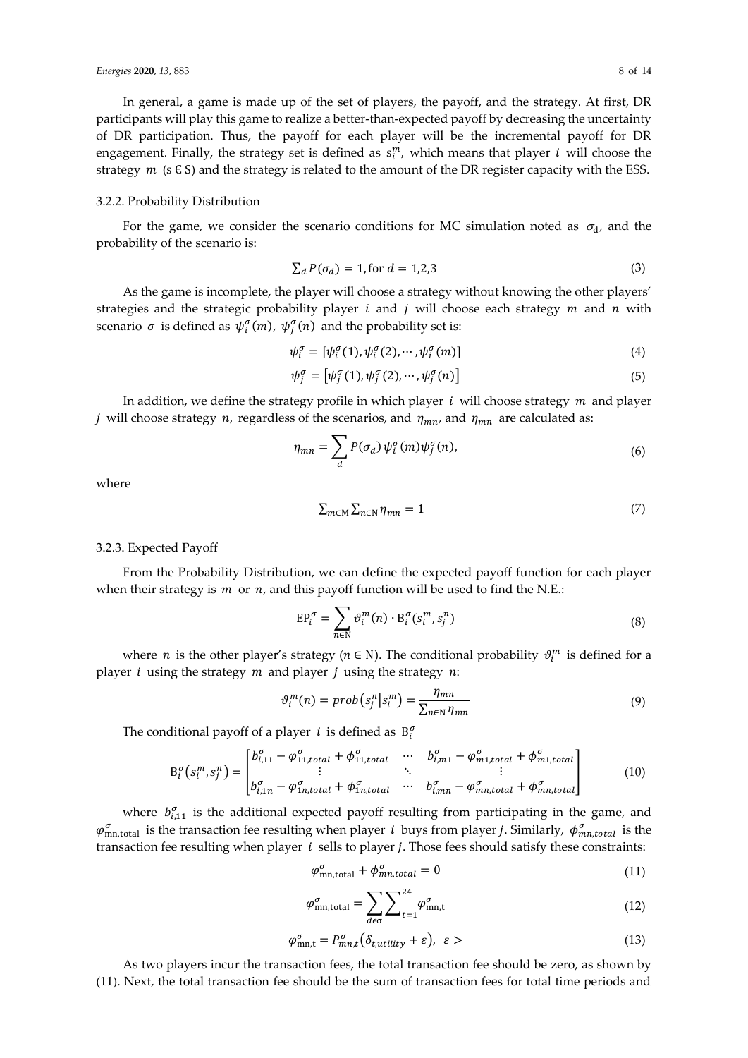In general, a game is made up of the set of players, the payoff, and the strategy. At first, DR participants will play this game to realize a better-than-expected payoff by decreasing the uncertainty of DR participation. Thus, the payoff for each player will be the incremental payoff for DR engagement. Finally, the strategy set is defined as $s_i^m$, which means that player $i$ will choose the strategy $m$ ($s \in S$) and the strategy is related to the amount of the DR register capacity with the ESS.

### 3.2.2. Probability Distribution

For the game, we consider the scenario conditions for MC simulation noted as $\sigma_d$, and the probability of the scenario is:

$$\sum_d P(\sigma_d) = 1, \text{for } d = 1,2,3 \tag{3}$$

As the game is incomplete, the player will choose a strategy without knowing the other players' strategies and the strategic probability player $i$ and $j$ will choose each strategy $m$ and $n$ with scenario $\sigma$ is defined as $\psi_i^\sigma(m)$, $\psi_j^\sigma(n)$ and the probability set is:

$$\psi_i^\sigma = [\psi_i^\sigma(1), \psi_i^\sigma(2), \cdots, \psi_i^\sigma(m)] \tag{4}$$

$$\psi_j^\sigma = [\psi_j^\sigma(1), \psi_j^\sigma(2), \cdots, \psi_j^\sigma(n)] \tag{5}$$

In addition, we define the strategy profile in which player $i$ will choose strategy $m$ and player $j$ will choose strategy $n$, regardless of the scenarios, and $\eta_{mn}$, and $\eta_{mn}$ are calculated as:

$$\eta_{mn} = \sum_d P(\sigma_d)\, \psi_i^\sigma(m) \psi_j^\sigma(n), \tag{6}$$

where

$$\sum_{m \in \mathrm{M}} \sum_{n \in \mathrm{N}} \eta_{mn} = 1 \tag{7}$$

### 3.2.3. Expected Payoff

From the Probability Distribution, we can define the expected payoff function for each player when their strategy is $m$ or $n$, and this payoff function will be used to find the N.E.:

$$\mathrm{EP}_i^\sigma = \sum_{n \in \mathrm{N}} \vartheta_i^m(n) \cdot \mathrm{B}_i^\sigma(s_i^m, s_j^n) \tag{8}$$

where $n$ is the other player's strategy ($n \in \mathrm{N}$). The conditional probability $\vartheta_i^m$ is defined for a player $i$ using the strategy $m$ and player $j$ using the strategy $n$:

$$\vartheta_i^m(n) = prob(s_j^n | s_i^m) = \frac{\eta_{mn}}{\sum_{n \in \mathrm{N}} \eta_{mn}} \tag{9}$$

The conditional payoff of a player $i$ is defined as $\mathrm{B}_i^\sigma$

$$\mathrm{B}_i^\sigma(s_i^m, s_j^n) = \begin{bmatrix} b_{i,11}^\sigma - \varphi_{11,total}^\sigma + \phi_{11,total}^\sigma & \cdots & b_{i,m1}^\sigma - \varphi_{m1,total}^\sigma + \phi_{m1,total}^\sigma \\ \vdots & \ddots & \vdots \\ b_{i,1n}^\sigma - \varphi_{1n,total}^\sigma + \phi_{1n,total}^\sigma & \cdots & b_{i,mn}^\sigma - \varphi_{mn,total}^\sigma + \phi_{mn,total}^\sigma \end{bmatrix} \tag{10}$$

where $b_{i,11}^\sigma$ is the additional expected payoff resulting from participating in the game, and $\varphi_{\mathrm{mn,total}}^\sigma$ is the transaction fee resulting when player $i$ buys from player $j$. Similarly, $\phi_{mn,total}^\sigma$ is the transaction fee resulting when player $i$ sells to player $j$. Those fees should satisfy these constraints:

$$\varphi_{\mathrm{mn,total}}^\sigma + \phi_{mn,total}^\sigma = 0 \tag{11}$$

$$\varphi_{\mathrm{mn,total}}^\sigma = \sum_{d \epsilon \sigma} \sum_{t=1}^{24} \varphi_{\mathrm{mn,t}}^\sigma \tag{12}$$

$$\varphi_{\mathrm{mn,t}}^\sigma = P_{mn,t}^\sigma(\delta_{t,utility} + \varepsilon),\ \ \varepsilon > \tag{13}$$

As two players incur the transaction fees, the total transaction fee should be zero, as shown by (11). Next, the total transaction fee should be the sum of transaction fees for total time periods and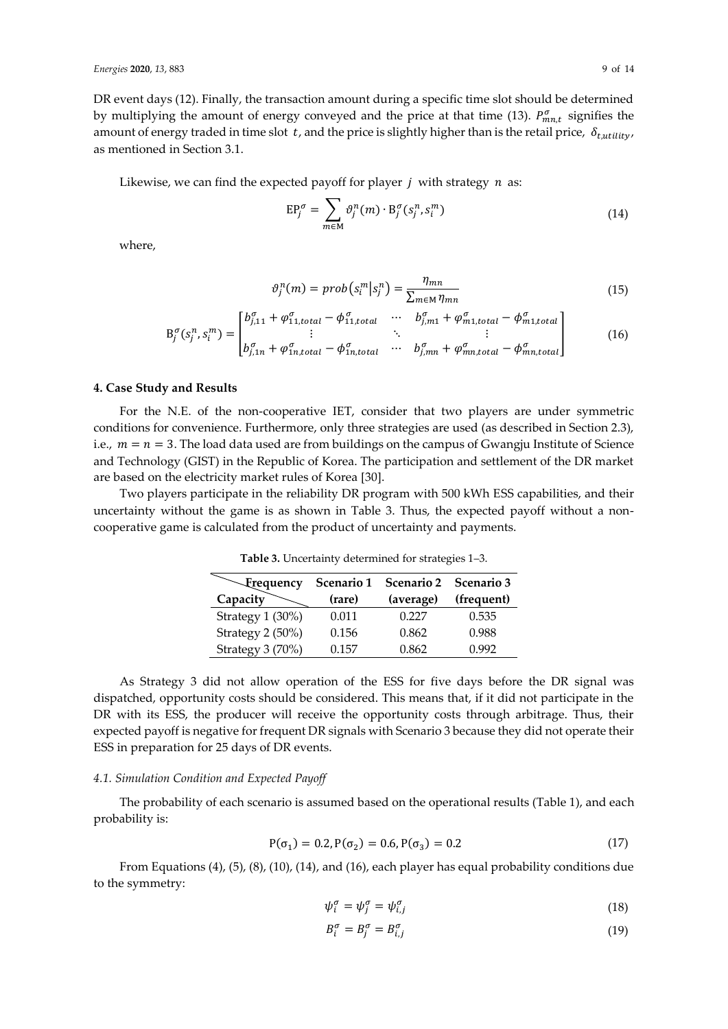DR event days (12). Finally, the transaction amount during a specific time slot should be determined by multiplying the amount of energy conveyed and the price at that time (13). $P_{mn,t}^{\sigma}$ signifies the amount of energy traded in time slot $t$, and the price is slightly higher than is the retail price, $\delta_{t,utility}$, as mentioned in Section 3.1.

Likewise, we can find the expected payoff for player $j$ with strategy $n$ as:

$$\mathrm{EP}_j^{\sigma} = \sum_{m \in \mathrm{M}} \vartheta_j^n(m) \cdot \mathrm{B}_j^{\sigma}(s_j^n, s_i^m) \tag{14}$$

where,

$$\vartheta_j^n(m) = prob\left(s_i^m \middle| s_j^n\right) = \frac{\eta_{mn}}{\sum_{m \in \mathrm{M}} \eta_{mn}} \tag{15}$$

$$\mathrm{B}_j^{\sigma}(s_j^n, s_i^m) = \begin{bmatrix} b_{j,11}^{\sigma} + \varphi_{11,total}^{\sigma} - \phi_{11,total}^{\sigma} & \cdots & b_{j,m1}^{\sigma} + \varphi_{m1,total}^{\sigma} - \phi_{m1,total}^{\sigma} \\ \vdots & \ddots & \vdots \\ b_{j,1n}^{\sigma} + \varphi_{1n,total}^{\sigma} - \phi_{1n,total}^{\sigma} & \cdots & b_{j,mn}^{\sigma} + \varphi_{mn,total}^{\sigma} - \phi_{mn,total}^{\sigma} \end{bmatrix} \tag{16}$$

## 4. Case Study and Results

For the N.E. of the non-cooperative IET, consider that two players are under symmetric conditions for convenience. Furthermore, only three strategies are used (as described in Section 2.3), i.e., $m = n = 3$. The load data used are from buildings on the campus of Gwangju Institute of Science and Technology (GIST) in the Republic of Korea. The participation and settlement of the DR market are based on the electricity market rules of Korea [30].

Two players participate in the reliability DR program with 500 kWh ESS capabilities, and their uncertainty without the game is as shown in Table 3. Thus, the expected payoff without a non-cooperative game is calculated from the product of uncertainty and payments.

**Table 3.** Uncertainty determined for strategies 1–3.

| Frequency / Capacity | Scenario 1 (rare) | Scenario 2 (average) | Scenario 3 (frequent) |
| --- | --- | --- | --- |
| Strategy 1 (30%) | 0.011 | 0.227 | 0.535 |
| Strategy 2 (50%) | 0.156 | 0.862 | 0.988 |
| Strategy 3 (70%) | 0.157 | 0.862 | 0.992 |

As Strategy 3 did not allow operation of the ESS for five days before the DR signal was dispatched, opportunity costs should be considered. This means that, if it did not participate in the DR with its ESS, the producer will receive the opportunity costs through arbitrage. Thus, their expected payoff is negative for frequent DR signals with Scenario 3 because they did not operate their ESS in preparation for 25 days of DR events.

### *4.1. Simulation Condition and Expected Payoff*

The probability of each scenario is assumed based on the operational results (Table 1), and each probability is:

$$\mathrm{P}(\sigma_1) = 0.2, \mathrm{P}(\sigma_2) = 0.6, \mathrm{P}(\sigma_3) = 0.2 \tag{17}$$

From Equations (4), (5), (8), (10), (14), and (16), each player has equal probability conditions due to the symmetry:

$$\psi_i^{\sigma} = \psi_j^{\sigma} = \psi_{i,j}^{\sigma} \tag{18}$$

$$B_i^{\sigma} = B_j^{\sigma} = B_{i,j}^{\sigma} \tag{19}$$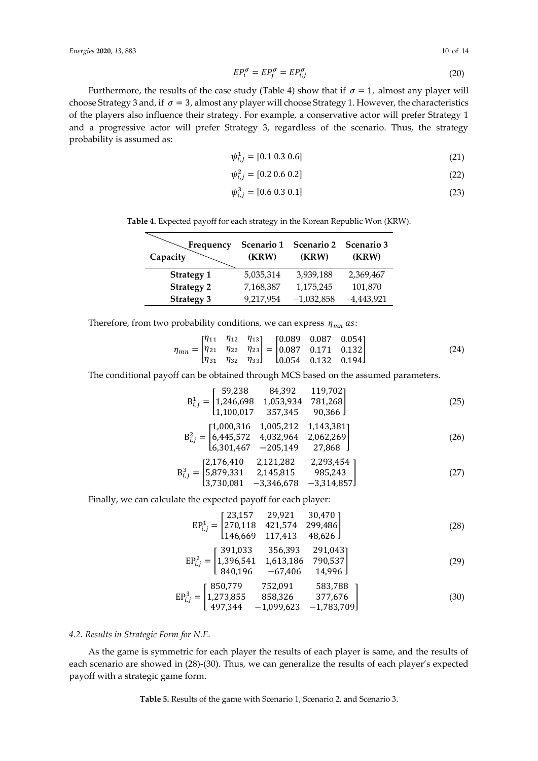$$EP_i^\sigma = EP_j^\sigma = EP_{i,j}^\sigma \tag{20}$$

Furthermore, the results of the case study (Table 4) show that if $\sigma = 1$, almost any player will choose Strategy 3 and, if $\sigma = 3$, almost any player will choose Strategy 1. However, the characteristics of the players also influence their strategy. For example, a conservative actor will prefer Strategy 1 and a progressive actor will prefer Strategy 3, regardless of the scenario. Thus, the strategy probability is assumed as:

$$\psi_{i,j}^1 = [0.1\ 0.3\ 0.6] \tag{21}$$

$$\psi_{i,j}^2 = [0.2\ 0.6\ 0.2] \tag{22}$$

$$\psi_{i,j}^3 = [0.6\ 0.3\ 0.1] \tag{23}$$

**Table 4.** Expected payoff for each strategy in the Korean Republic Won (KRW).

| Capacity \ Frequency | Scenario 1 (KRW) | Scenario 2 (KRW) | Scenario 3 (KRW) |
|---|---|---|---|
| **Strategy 1** | 5,035,314 | 3,939,188 | 2,369,467 |
| **Strategy 2** | 7,168,387 | 1,175,245 | 101,870 |
| **Strategy 3** | 9,217,954 | −1,032,858 | −4,443,921 |

Therefore, from two probability conditions, we can express $\eta_{mn}$ as:

$$\eta_{mn} = \begin{bmatrix} \eta_{11} & \eta_{12} & \eta_{13} \\ \eta_{21} & \eta_{22} & \eta_{23} \\ \eta_{31} & \eta_{32} & \eta_{33} \end{bmatrix} = \begin{bmatrix} 0.089 & 0.087 & 0.054 \\ 0.087 & 0.171 & 0.132 \\ 0.054 & 0.132 & 0.194 \end{bmatrix} \tag{24}$$

The conditional payoff can be obtained through MCS based on the assumed parameters.

$$\mathrm{B}_{i,j}^1 = \begin{bmatrix} 59{,}238 & 84{,}392 & 119{,}702 \\ 1{,}246{,}698 & 1{,}053{,}934 & 781{,}268 \\ 1{,}100{,}017 & 357{,}345 & 90{,}366 \end{bmatrix} \tag{25}$$

$$\mathrm{B}_{i,j}^2 = \begin{bmatrix} 1{,}000{,}316 & 1{,}005{,}212 & 1{,}143{,}381 \\ 6{,}445{,}572 & 4{,}032{,}964 & 2{,}062{,}269 \\ 6{,}301{,}467 & -205{,}149 & 27{,}868 \end{bmatrix} \tag{26}$$

$$\mathrm{B}_{i,j}^3 = \begin{bmatrix} 2{,}176{,}410 & 2{,}121{,}282 & 2{,}293{,}454 \\ 5{,}879{,}331 & 2{,}145{,}815 & 985{,}243 \\ 3{,}730{,}081 & -3{,}346{,}678 & -3{,}314{,}857 \end{bmatrix} \tag{27}$$

Finally, we can calculate the expected payoff for each player:

$$\mathrm{EP}_{i,j}^1 = \begin{bmatrix} 23{,}157 & 29{,}921 & 30{,}470 \\ 270{,}118 & 421{,}574 & 299{,}486 \\ 146{,}669 & 117{,}413 & 48{,}626 \end{bmatrix} \tag{28}$$

$$\mathrm{EP}_{i,j}^2 = \begin{bmatrix} 391{,}033 & 356{,}393 & 291{,}043 \\ 1{,}396{,}541 & 1{,}613{,}186 & 790{,}537 \\ 840{,}196 & -67{,}406 & 14{,}996 \end{bmatrix} \tag{29}$$

$$\mathrm{EP}_{i,j}^3 = \begin{bmatrix} 850{,}779 & 752{,}091 & 583{,}788 \\ 1{,}273{,}855 & 858{,}326 & 377{,}676 \\ 497{,}344 & -1{,}099{,}623 & -1{,}783{,}709 \end{bmatrix} \tag{30}$$

### *4.2. Results in Strategic Form for N.E.*

As the game is symmetric for each player the results of each player is same, and the results of each scenario are showed in (28)-(30). Thus, we can generalize the results of each player's expected payoff with a strategic game form.

**Table 5.** Results of the game with Scenario 1, Scenario 2, and Scenario 3.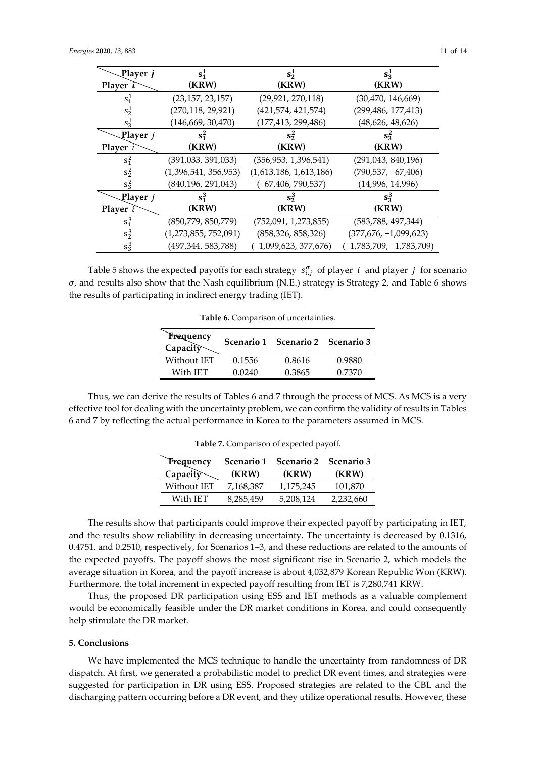| Player $j$ / Player $i$ | $s_1^1$ (KRW) | $s_2^1$ (KRW) | $s_3^1$ (KRW) |
|---|---|---|---|
| $s_1^1$ | (23,157, 23,157) | (29,921, 270,118) | (30,470, 146,669) |
| $s_2^1$ | (270,118, 29,921) | (421,574, 421,574) | (299,486, 177,413) |
| $s_3^1$ | (146,669, 30,470) | (177,413, 299,486) | (48,626, 48,626) |
| **Player $j$ / Player $i$** | **$s_1^2$ (KRW)** | **$s_2^2$ (KRW)** | **$s_3^2$ (KRW)** |
| $s_1^2$ | (391,033, 391,033) | (356,953, 1,396,541) | (291,043, 840,196) |
| $s_2^2$ | (1,396,541, 356,953) | (1,613,186, 1,613,186) | (790,537, −67,406) |
| $s_3^2$ | (840,196, 291,043) | (−67,406, 790,537) | (14,996, 14,996) |
| **Player $j$ / Player $i$** | **$s_1^3$ (KRW)** | **$s_2^3$ (KRW)** | **$s_3^3$ (KRW)** |
| $s_1^3$ | (850,779, 850,779) | (752,091, 1,273,855) | (583,788, 497,344) |
| $s_2^3$ | (1,273,855, 752,091) | (858,326, 858,326) | (377,676, −1,099,623) |
| $s_3^3$ | (497,344, 583,788) | (−1,099,623, 377,676) | (−1,783,709, −1,783,709) |

Table 5 shows the expected payoffs for each strategy $s_{i,j}^{\sigma}$ of player $i$ and player $j$ for scenario $\sigma$, and results also show that the Nash equilibrium (N.E.) strategy is Strategy 2, and Table 6 shows the results of participating in indirect energy trading (IET).

**Table 6.** Comparison of uncertainties.

| Frequency / Capacity | Scenario 1 | Scenario 2 | Scenario 3 |
|---|---|---|---|
| Without IET | 0.1556 | 0.8616 | 0.9880 |
| With IET | 0.0240 | 0.3865 | 0.7370 |

Thus, we can derive the results of Tables 6 and 7 through the process of MCS. As MCS is a very effective tool for dealing with the uncertainty problem, we can confirm the validity of results in Tables 6 and 7 by reflecting the actual performance in Korea to the parameters assumed in MCS.

**Table 7.** Comparison of expected payoff.

| Frequency / Capacity | Scenario 1 (KRW) | Scenario 2 (KRW) | Scenario 3 (KRW) |
|---|---|---|---|
| Without IET | 7,168,387 | 1,175,245 | 101,870 |
| With IET | 8,285,459 | 5,208,124 | 2,232,660 |

The results show that participants could improve their expected payoff by participating in IET, and the results show reliability in decreasing uncertainty. The uncertainty is decreased by 0.1316, 0.4751, and 0.2510, respectively, for Scenarios 1–3, and these reductions are related to the amounts of the expected payoffs. The payoff shows the most significant rise in Scenario 2, which models the average situation in Korea, and the payoff increase is about 4,032,879 Korean Republic Won (KRW). Furthermore, the total increment in expected payoff resulting from IET is 7,280,741 KRW.

Thus, the proposed DR participation using ESS and IET methods as a valuable complement would be economically feasible under the DR market conditions in Korea, and could consequently help stimulate the DR market.

## 5. Conclusions

We have implemented the MCS technique to handle the uncertainty from randomness of DR dispatch. At first, we generated a probabilistic model to predict DR event times, and strategies were suggested for participation in DR using ESS. Proposed strategies are related to the CBL and the discharging pattern occurring before a DR event, and they utilize operational results. However, these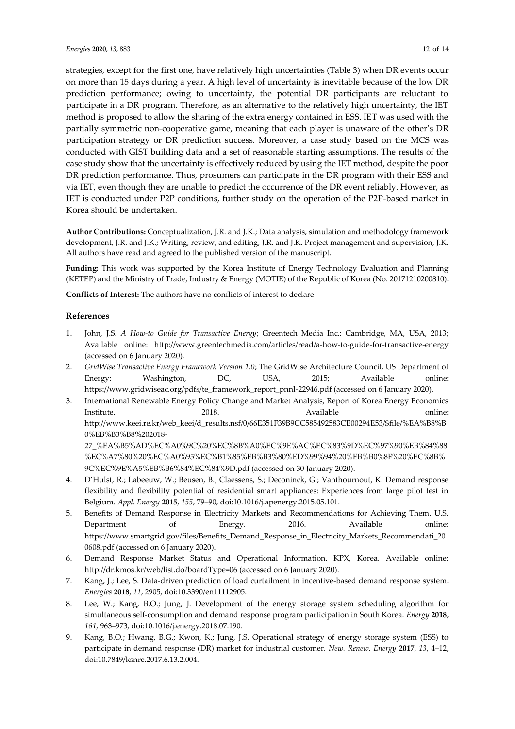strategies, except for the first one, have relatively high uncertainties (Table 3) when DR events occur on more than 15 days during a year. A high level of uncertainty is inevitable because of the low DR prediction performance; owing to uncertainty, the potential DR participants are reluctant to participate in a DR program. Therefore, as an alternative to the relatively high uncertainty, the IET method is proposed to allow the sharing of the extra energy contained in ESS. IET was used with the partially symmetric non-cooperative game, meaning that each player is unaware of the other's DR participation strategy or DR prediction success. Moreover, a case study based on the MCS was conducted with GIST building data and a set of reasonable starting assumptions. The results of the case study show that the uncertainty is effectively reduced by using the IET method, despite the poor DR prediction performance. Thus, prosumers can participate in the DR program with their ESS and via IET, even though they are unable to predict the occurrence of the DR event reliably. However, as IET is conducted under P2P conditions, further study on the operation of the P2P-based market in Korea should be undertaken.

**Author Contributions:** Conceptualization, J.R. and J.K.; Data analysis, simulation and methodology framework development, J.R. and J.K.; Writing, review, and editing, J.R. and J.K. Project management and supervision, J.K. All authors have read and agreed to the published version of the manuscript.

**Funding:** This work was supported by the Korea Institute of Energy Technology Evaluation and Planning (KETEP) and the Ministry of Trade, Industry & Energy (MOTIE) of the Republic of Korea (No. 20171210200810).

**Conflicts of Interest:** The authors have no conflicts of interest to declare

## References

1. John, J.S. *A How-to Guide for Transactive Energy*; Greentech Media Inc.: Cambridge, MA, USA, 2013; Available online: http://www.greentechmedia.com/articles/read/a-how-to-guide-for-transactive-energy (accessed on 6 January 2020).
2. *GridWise Transactive Energy Framework Version 1.0*; The GridWise Architecture Council, US Department of Energy: Washington, DC, USA, 2015; Available online: https://www.gridwiseac.org/pdfs/te_framework_report_pnnl-22946.pdf (accessed on 6 January 2020).
3. International Renewable Energy Policy Change and Market Analysis, Report of Korea Energy Economics Institute. 2018. Available online: http://www.keei.re.kr/web_keei/d_results.nsf/0/66E351F39B9CC585492583CE00294E53/$file/%EA%B8%B0%EB%B3%B8%202018-27_%EA%B5%AD%EC%A0%9C%20%EC%8B%A0%EC%9E%AC%EC%83%9D%EC%97%90%EB%84%88%EC%A7%80%20%EC%A0%95%EC%B1%85%EB%B3%80%ED%99%94%20%EB%B0%8F%20%EC%8B%9C%EC%9E%A5%EB%B6%84%EC%84%9D.pdf (accessed on 30 January 2020).
4. D'Hulst, R.; Labeeuw, W.; Beusen, B.; Claessens, S.; Deconinck, G.; Vanthournout, K. Demand response flexibility and flexibility potential of residential smart appliances: Experiences from large pilot test in Belgium. *Appl. Energy* **2015**, *155*, 79–90, doi:10.1016/j.apenergy.2015.05.101.
5. Benefits of Demand Response in Electricity Markets and Recommendations for Achieving Them. U.S. Department of Energy. 2016. Available online: https://www.smartgrid.gov/files/Benefits_Demand_Response_in_Electricity_Markets_Recommendati_200608.pdf (accessed on 6 January 2020).
6. Demand Response Market Status and Operational Information. KPX, Korea. Available online: http://dr.kmos.kr/web/list.do?boardType=06 (accessed on 6 January 2020).
7. Kang, J.; Lee, S. Data-driven prediction of load curtailment in incentive-based demand response system. *Energies* **2018**, *11*, 2905, doi:10.3390/en11112905.
8. Lee, W.; Kang, B.O.; Jung, J. Development of the energy storage system scheduling algorithm for simultaneous self-consumption and demand response program participation in South Korea. *Energy* **2018**, *161*, 963–973, doi:10.1016/j.energy.2018.07.190.
9. Kang, B.O.; Hwang, B.G.; Kwon, K.; Jung, J.S. Operational strategy of energy storage system (ESS) to participate in demand response (DR) market for industrial customer. *New. Renew. Energy* **2017**, *13*, 4–12, doi:10.7849/ksnre.2017.6.13.2.004.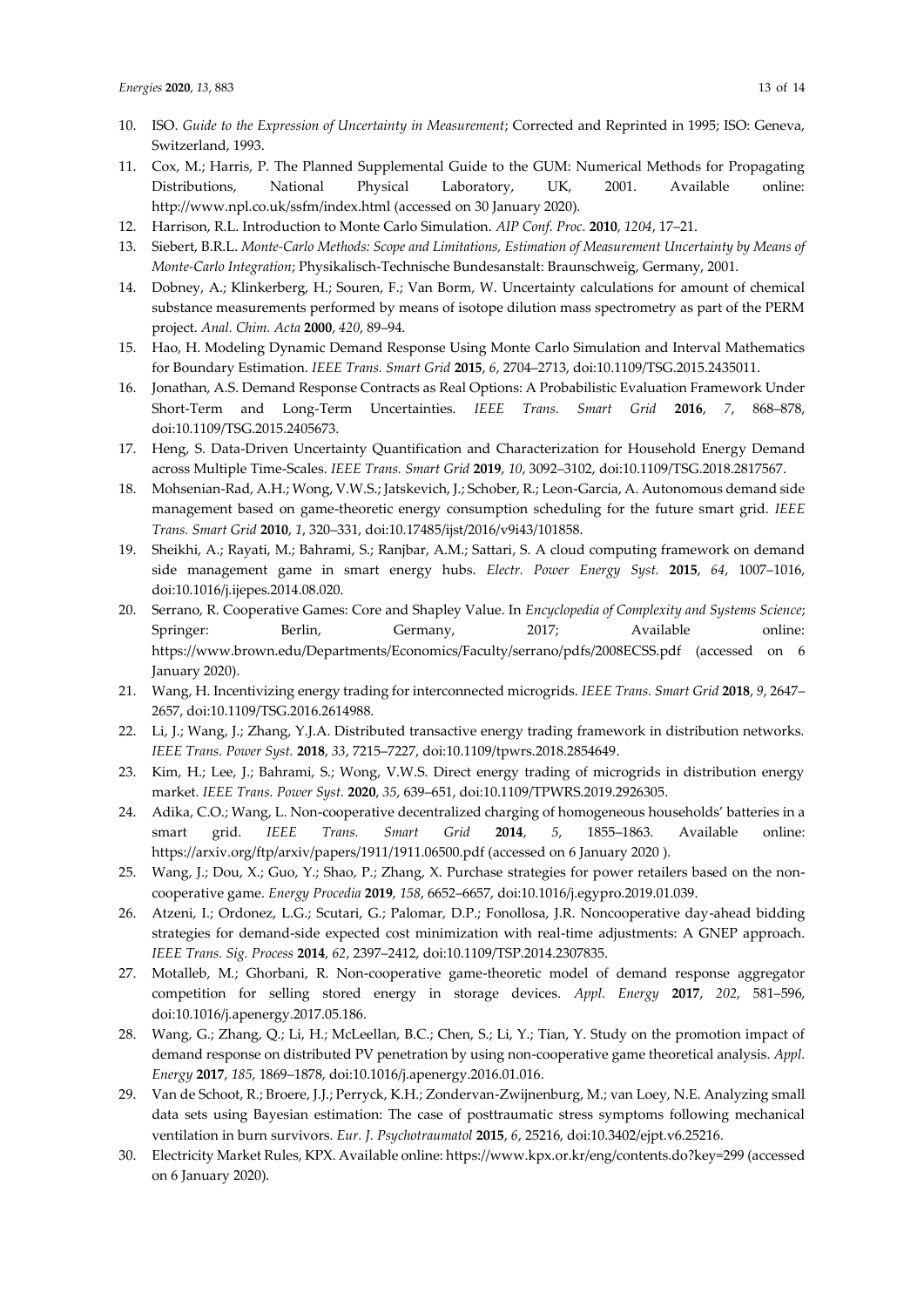10. ISO. *Guide to the Expression of Uncertainty in Measurement*; Corrected and Reprinted in 1995; ISO: Geneva, Switzerland, 1993.
11. Cox, M.; Harris, P. The Planned Supplemental Guide to the GUM: Numerical Methods for Propagating Distributions, National Physical Laboratory, UK, 2001. Available online: http://www.npl.co.uk/ssfm/index.html (accessed on 30 January 2020).
12. Harrison, R.L. Introduction to Monte Carlo Simulation. *AIP Conf. Proc.* **2010**, *1204*, 17–21.
13. Siebert, B.R.L. *Monte-Carlo Methods: Scope and Limitations, Estimation of Measurement Uncertainty by Means of Monte-Carlo Integration*; Physikalisch-Technische Bundesanstalt: Braunschweig, Germany, 2001.
14. Dobney, A.; Klinkerberg, H.; Souren, F.; Van Borm, W. Uncertainty calculations for amount of chemical substance measurements performed by means of isotope dilution mass spectrometry as part of the PERM project. *Anal. Chim. Acta* **2000**, *420*, 89–94.
15. Hao, H. Modeling Dynamic Demand Response Using Monte Carlo Simulation and Interval Mathematics for Boundary Estimation. *IEEE Trans. Smart Grid* **2015**, *6*, 2704–2713, doi:10.1109/TSG.2015.2435011.
16. Jonathan, A.S. Demand Response Contracts as Real Options: A Probabilistic Evaluation Framework Under Short-Term and Long-Term Uncertainties. *IEEE Trans. Smart Grid* **2016**, *7*, 868–878, doi:10.1109/TSG.2015.2405673.
17. Heng, S. Data-Driven Uncertainty Quantification and Characterization for Household Energy Demand across Multiple Time-Scales. *IEEE Trans. Smart Grid* **2019**, *10*, 3092–3102, doi:10.1109/TSG.2018.2817567.
18. Mohsenian-Rad, A.H.; Wong, V.W.S.; Jatskevich, J.; Schober, R.; Leon-Garcia, A. Autonomous demand side management based on game-theoretic energy consumption scheduling for the future smart grid. *IEEE Trans. Smart Grid* **2010**, *1*, 320–331, doi:10.17485/ijst/2016/v9i43/101858.
19. Sheikhi, A.; Rayati, M.; Bahrami, S.; Ranjbar, A.M.; Sattari, S. A cloud computing framework on demand side management game in smart energy hubs. *Electr. Power Energy Syst.* **2015**, *64*, 1007–1016, doi:10.1016/j.ijepes.2014.08.020.
20. Serrano, R. Cooperative Games: Core and Shapley Value. In *Encyclopedia of Complexity and Systems Science*; Springer: Berlin, Germany, 2017; Available online: https://www.brown.edu/Departments/Economics/Faculty/serrano/pdfs/2008ECSS.pdf (accessed on 6 January 2020).
21. Wang, H. Incentivizing energy trading for interconnected microgrids. *IEEE Trans. Smart Grid* **2018**, *9*, 2647–2657, doi:10.1109/TSG.2016.2614988.
22. Li, J.; Wang, J.; Zhang, Y.J.A. Distributed transactive energy trading framework in distribution networks. *IEEE Trans. Power Syst.* **2018**, *33*, 7215–7227, doi:10.1109/tpwrs.2018.2854649.
23. Kim, H.; Lee, J.; Bahrami, S.; Wong, V.W.S. Direct energy trading of microgrids in distribution energy market. *IEEE Trans. Power Syst.* **2020**, *35*, 639–651, doi:10.1109/TPWRS.2019.2926305.
24. Adika, C.O.; Wang, L. Non-cooperative decentralized charging of homogeneous households' batteries in a smart grid. *IEEE Trans. Smart Grid* **2014**, *5*, 1855–1863. Available online: https://arxiv.org/ftp/arxiv/papers/1911/1911.06500.pdf (accessed on 6 January 2020 ).
25. Wang, J.; Dou, X.; Guo, Y.; Shao, P.; Zhang, X. Purchase strategies for power retailers based on the non-cooperative game. *Energy Procedia* **2019**, *158*, 6652–6657, doi:10.1016/j.egypro.2019.01.039.
26. Atzeni, I.; Ordonez, L.G.; Scutari, G.; Palomar, D.P.; Fonollosa, J.R. Noncooperative day-ahead bidding strategies for demand-side expected cost minimization with real-time adjustments: A GNEP approach. *IEEE Trans. Sig. Process* **2014**, *62*, 2397–2412, doi:10.1109/TSP.2014.2307835.
27. Motalleb, M.; Ghorbani, R. Non-cooperative game-theoretic model of demand response aggregator competition for selling stored energy in storage devices. *Appl. Energy* **2017**, *202*, 581–596, doi:10.1016/j.apenergy.2017.05.186.
28. Wang, G.; Zhang, Q.; Li, H.; McLeellan, B.C.; Chen, S.; Li, Y.; Tian, Y. Study on the promotion impact of demand response on distributed PV penetration by using non-cooperative game theoretical analysis. *Appl. Energy* **2017**, *185*, 1869–1878, doi:10.1016/j.apenergy.2016.01.016.
29. Van de Schoot, R.; Broere, J.J.; Perryck, K.H.; Zondervan-Zwijnenburg, M.; van Loey, N.E. Analyzing small data sets using Bayesian estimation: The case of posttraumatic stress symptoms following mechanical ventilation in burn survivors. *Eur. J. Psychotraumatol* **2015**, *6*, 25216, doi:10.3402/ejpt.v6.25216.
30. Electricity Market Rules, KPX. Available online: https://www.kpx.or.kr/eng/contents.do?key=299 (accessed on 6 January 2020).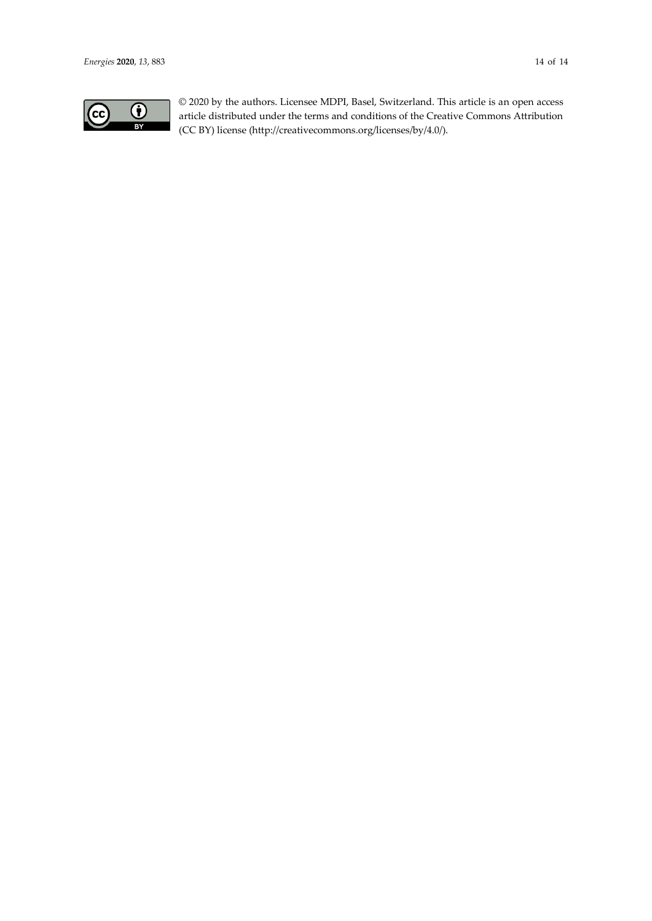© 2020 by the authors. Licensee MDPI, Basel, Switzerland. This article is an open access article distributed under the terms and conditions of the Creative Commons Attribution (CC BY) license (http://creativecommons.org/licenses/by/4.0/).